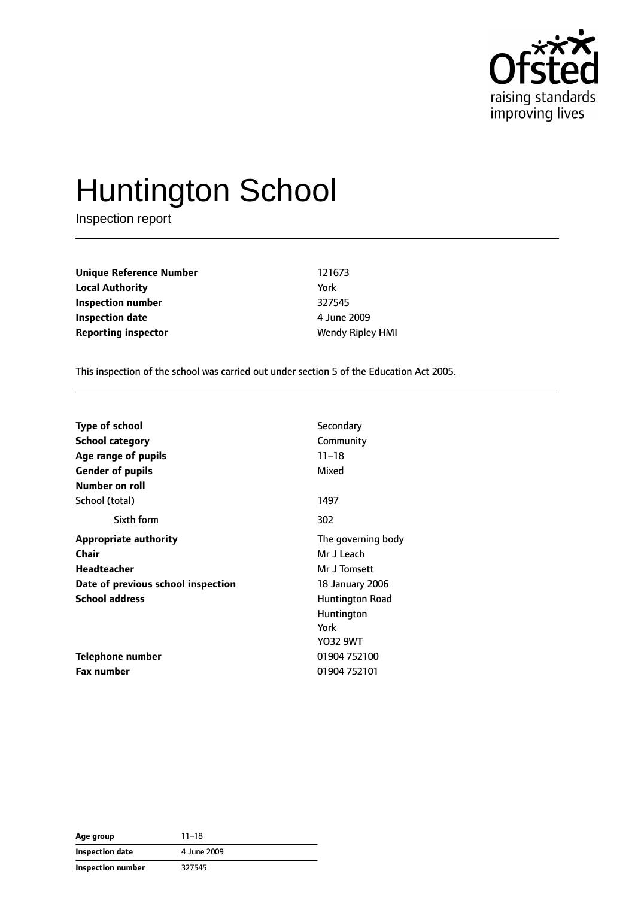# Huntington School

Inspection report

| | |
|---|---|
| **Unique Reference Number** | 121673 |
| **Local Authority** | York |
| **Inspection number** | 327545 |
| **Inspection date** | 4 June 2009 |
| **Reporting inspector** | Wendy Ripley HMI |

This inspection of the school was carried out under section 5 of the Education Act 2005.

| | |
|---|---|
| **Type of school** | Secondary |
| **School category** | Community |
| **Age range of pupils** | 11–18 |
| **Gender of pupils** | Mixed |
| **Number on roll** | |
| School (total) | 1497 |
| Sixth form | 302 |
| **Appropriate authority** | The governing body |
| **Chair** | Mr J Leach |
| **Headteacher** | Mr J Tomsett |
| **Date of previous school inspection** | 18 January 2006 |
| **School address** | Huntington Road<br>Huntington<br>York<br>YO32 9WT |
| **Telephone number** | 01904 752100 |
| **Fax number** | 01904 752101 |

| | |
|---|---|
| **Age group** | 11–18 |
| **Inspection date** | 4 June 2009 |
| **Inspection number** | 327545 |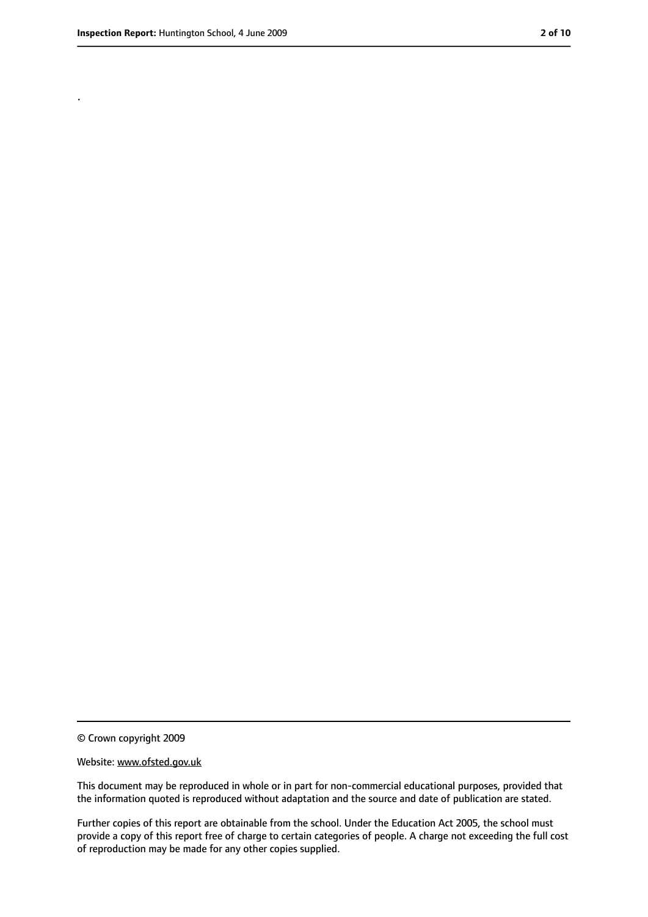.

© Crown copyright 2009

Website: www.ofsted.gov.uk

This document may be reproduced in whole or in part for non-commercial educational purposes, provided that the information quoted is reproduced without adaptation and the source and date of publication are stated.

Further copies of this report are obtainable from the school. Under the Education Act 2005, the school must provide a copy of this report free of charge to certain categories of people. A charge not exceeding the full cost of reproduction may be made for any other copies supplied.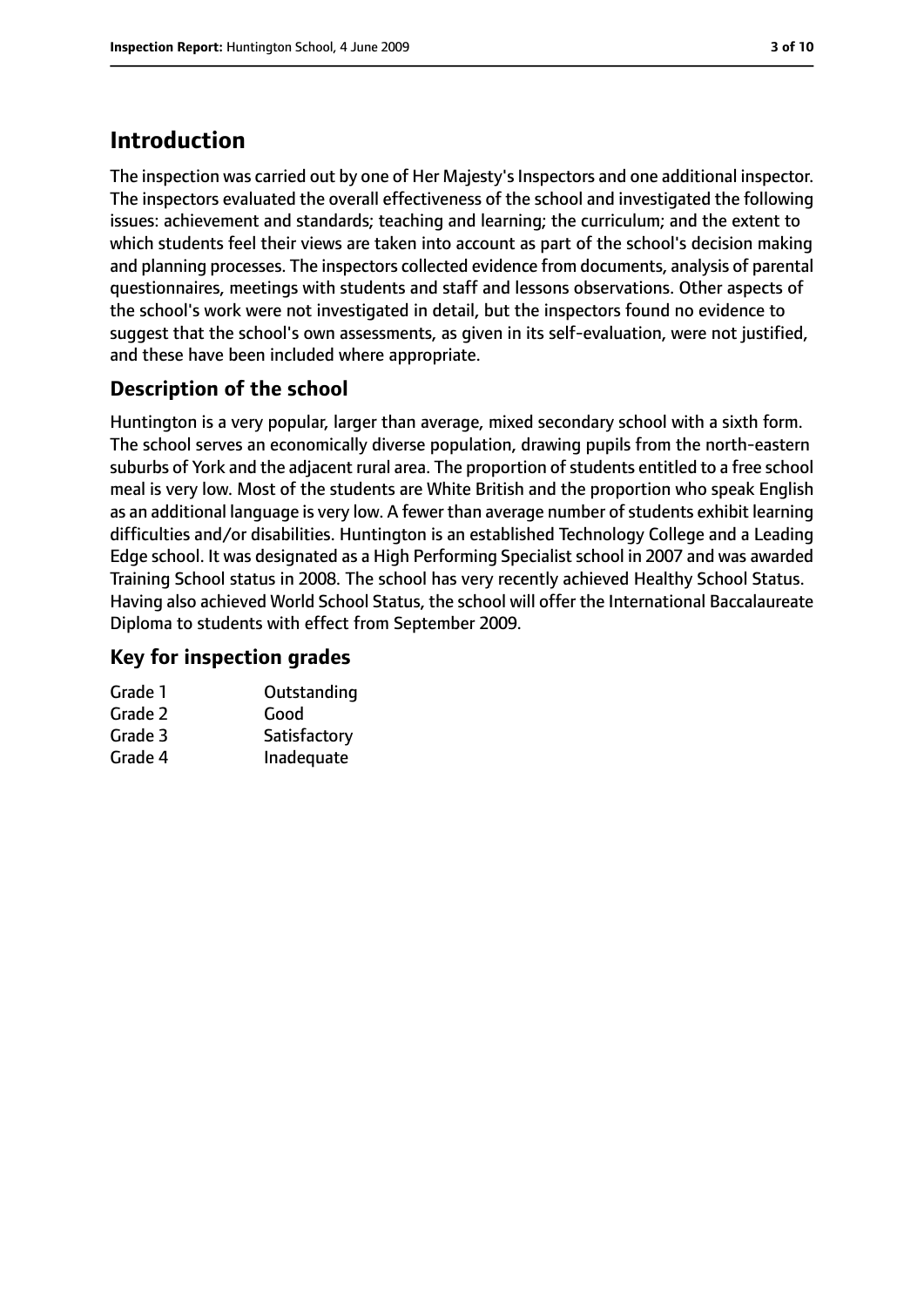# Introduction

The inspection was carried out by one of Her Majesty's Inspectors and one additional inspector. The inspectors evaluated the overall effectiveness of the school and investigated the following issues: achievement and standards; teaching and learning; the curriculum; and the extent to which students feel their views are taken into account as part of the school's decision making and planning processes. The inspectors collected evidence from documents, analysis of parental questionnaires, meetings with students and staff and lessons observations. Other aspects of the school's work were not investigated in detail, but the inspectors found no evidence to suggest that the school's own assessments, as given in its self-evaluation, were not justified, and these have been included where appropriate.

## Description of the school

Huntington is a very popular, larger than average, mixed secondary school with a sixth form. The school serves an economically diverse population, drawing pupils from the north-eastern suburbs of York and the adjacent rural area. The proportion of students entitled to a free school meal is very low. Most of the students are White British and the proportion who speak English as an additional language is very low. A fewer than average number of students exhibit learning difficulties and/or disabilities. Huntington is an established Technology College and a Leading Edge school. It was designated as a High Performing Specialist school in 2007 and was awarded Training School status in 2008. The school has very recently achieved Healthy School Status. Having also achieved World School Status, the school will offer the International Baccalaureate Diploma to students with effect from September 2009.

## Key for inspection grades

| | |
|---|---|
| Grade 1 | Outstanding |
| Grade 2 | Good |
| Grade 3 | Satisfactory |
| Grade 4 | Inadequate |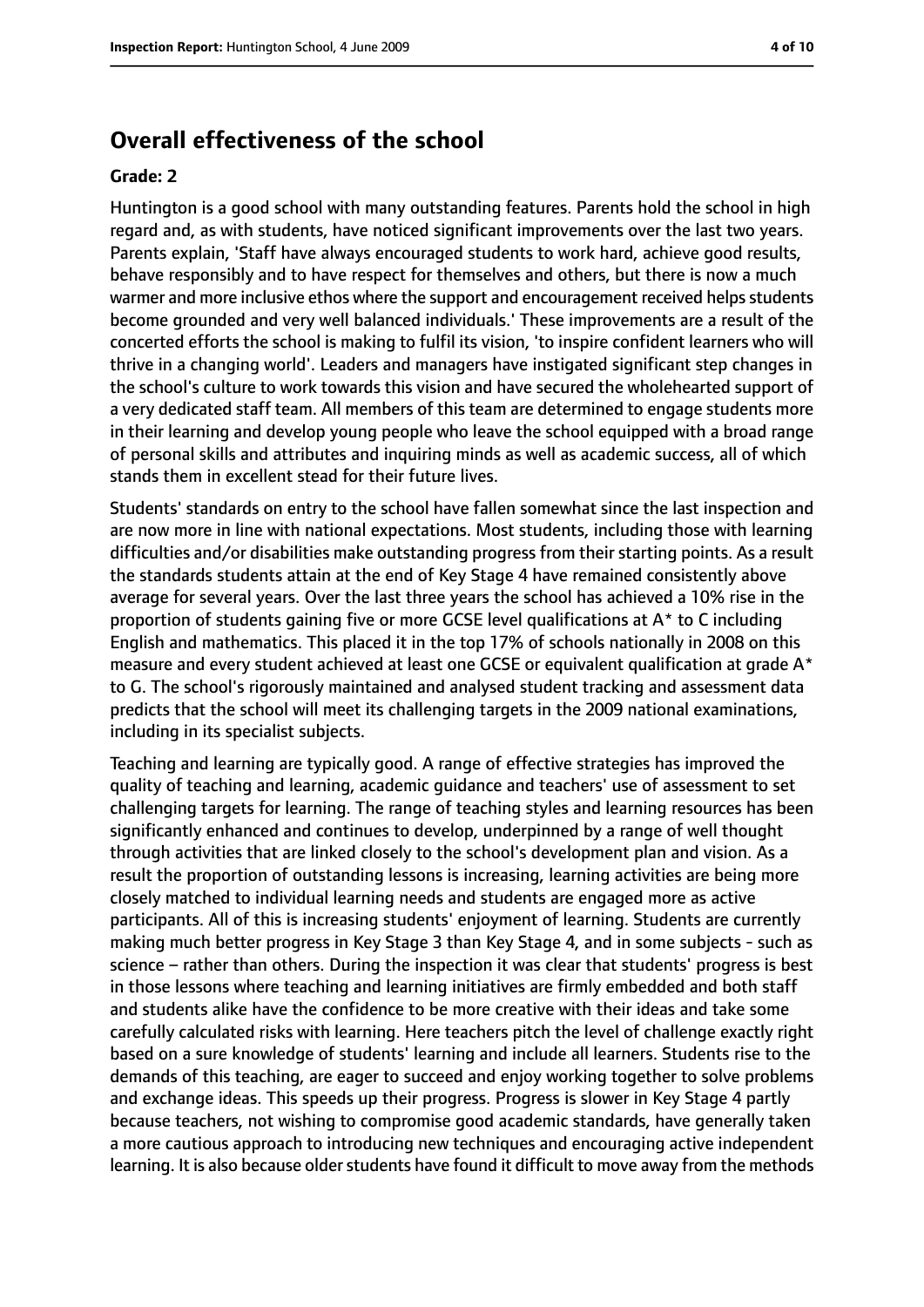## Overall effectiveness of the school

**Grade: 2**

Huntington is a good school with many outstanding features. Parents hold the school in high regard and, as with students, have noticed significant improvements over the last two years. Parents explain, 'Staff have always encouraged students to work hard, achieve good results, behave responsibly and to have respect for themselves and others, but there is now a much warmer and more inclusive ethos where the support and encouragement received helps students become grounded and very well balanced individuals.' These improvements are a result of the concerted efforts the school is making to fulfil its vision, 'to inspire confident learners who will thrive in a changing world'. Leaders and managers have instigated significant step changes in the school's culture to work towards this vision and have secured the wholehearted support of a very dedicated staff team. All members of this team are determined to engage students more in their learning and develop young people who leave the school equipped with a broad range of personal skills and attributes and inquiring minds as well as academic success, all of which stands them in excellent stead for their future lives.

Students' standards on entry to the school have fallen somewhat since the last inspection and are now more in line with national expectations. Most students, including those with learning difficulties and/or disabilities make outstanding progress from their starting points. As a result the standards students attain at the end of Key Stage 4 have remained consistently above average for several years. Over the last three years the school has achieved a 10% rise in the proportion of students gaining five or more GCSE level qualifications at A* to C including English and mathematics. This placed it in the top 17% of schools nationally in 2008 on this measure and every student achieved at least one GCSE or equivalent qualification at grade A* to G. The school's rigorously maintained and analysed student tracking and assessment data predicts that the school will meet its challenging targets in the 2009 national examinations, including in its specialist subjects.

Teaching and learning are typically good. A range of effective strategies has improved the quality of teaching and learning, academic guidance and teachers' use of assessment to set challenging targets for learning. The range of teaching styles and learning resources has been significantly enhanced and continues to develop, underpinned by a range of well thought through activities that are linked closely to the school's development plan and vision. As a result the proportion of outstanding lessons is increasing, learning activities are being more closely matched to individual learning needs and students are engaged more as active participants. All of this is increasing students' enjoyment of learning. Students are currently making much better progress in Key Stage 3 than Key Stage 4, and in some subjects - such as science – rather than others. During the inspection it was clear that students' progress is best in those lessons where teaching and learning initiatives are firmly embedded and both staff and students alike have the confidence to be more creative with their ideas and take some carefully calculated risks with learning. Here teachers pitch the level of challenge exactly right based on a sure knowledge of students' learning and include all learners. Students rise to the demands of this teaching, are eager to succeed and enjoy working together to solve problems and exchange ideas. This speeds up their progress. Progress is slower in Key Stage 4 partly because teachers, not wishing to compromise good academic standards, have generally taken a more cautious approach to introducing new techniques and encouraging active independent learning. It is also because older students have found it difficult to move away from the methods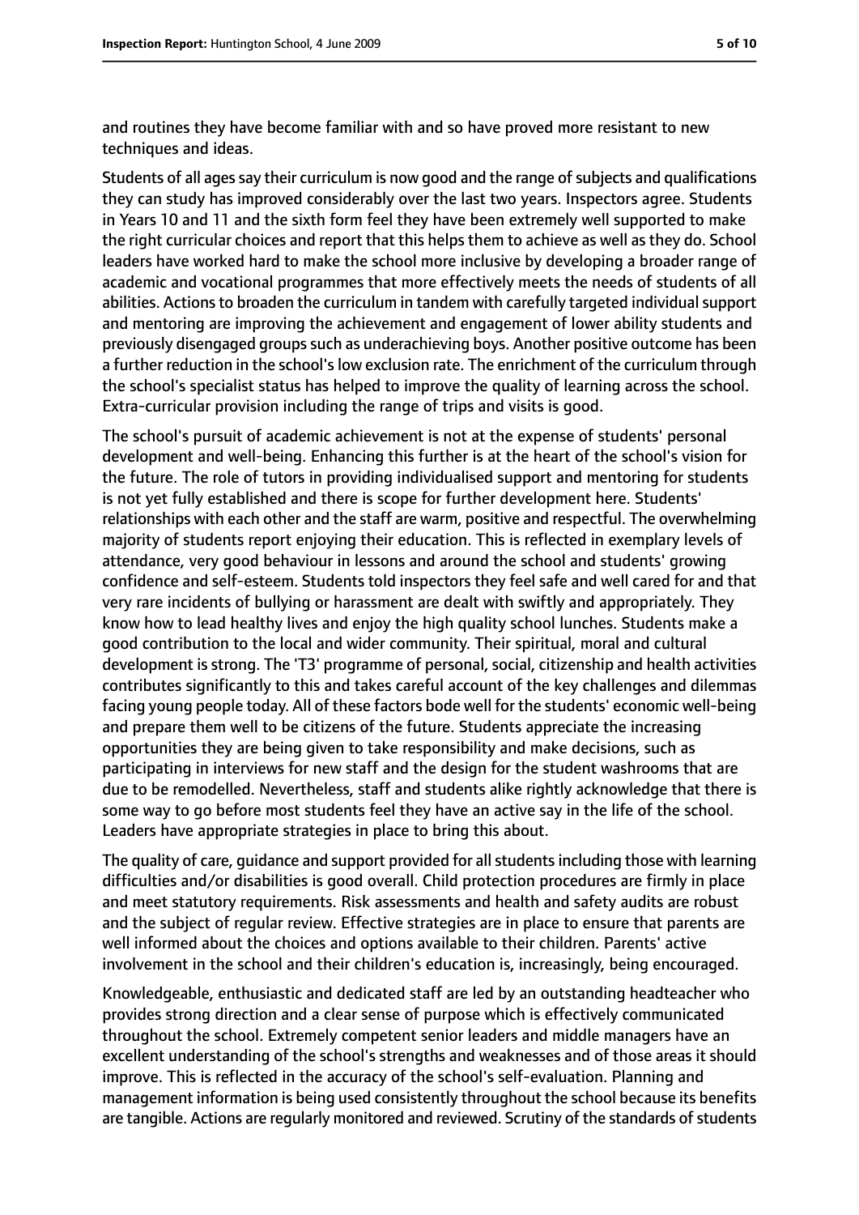and routines they have become familiar with and so have proved more resistant to new techniques and ideas.

Students of all ages say their curriculum is now good and the range of subjects and qualifications they can study has improved considerably over the last two years. Inspectors agree. Students in Years 10 and 11 and the sixth form feel they have been extremely well supported to make the right curricular choices and report that this helps them to achieve as well as they do. School leaders have worked hard to make the school more inclusive by developing a broader range of academic and vocational programmes that more effectively meets the needs of students of all abilities. Actions to broaden the curriculum in tandem with carefully targeted individual support and mentoring are improving the achievement and engagement of lower ability students and previously disengaged groups such as underachieving boys. Another positive outcome has been a further reduction in the school's low exclusion rate. The enrichment of the curriculum through the school's specialist status has helped to improve the quality of learning across the school. Extra-curricular provision including the range of trips and visits is good.

The school's pursuit of academic achievement is not at the expense of students' personal development and well-being. Enhancing this further is at the heart of the school's vision for the future. The role of tutors in providing individualised support and mentoring for students is not yet fully established and there is scope for further development here. Students' relationships with each other and the staff are warm, positive and respectful. The overwhelming majority of students report enjoying their education. This is reflected in exemplary levels of attendance, very good behaviour in lessons and around the school and students' growing confidence and self-esteem. Students told inspectors they feel safe and well cared for and that very rare incidents of bullying or harassment are dealt with swiftly and appropriately. They know how to lead healthy lives and enjoy the high quality school lunches. Students make a good contribution to the local and wider community. Their spiritual, moral and cultural development is strong. The 'T3' programme of personal, social, citizenship and health activities contributes significantly to this and takes careful account of the key challenges and dilemmas facing young people today. All of these factors bode well for the students' economic well-being and prepare them well to be citizens of the future. Students appreciate the increasing opportunities they are being given to take responsibility and make decisions, such as participating in interviews for new staff and the design for the student washrooms that are due to be remodelled. Nevertheless, staff and students alike rightly acknowledge that there is some way to go before most students feel they have an active say in the life of the school. Leaders have appropriate strategies in place to bring this about.

The quality of care, guidance and support provided for all students including those with learning difficulties and/or disabilities is good overall. Child protection procedures are firmly in place and meet statutory requirements. Risk assessments and health and safety audits are robust and the subject of regular review. Effective strategies are in place to ensure that parents are well informed about the choices and options available to their children. Parents' active involvement in the school and their children's education is, increasingly, being encouraged.

Knowledgeable, enthusiastic and dedicated staff are led by an outstanding headteacher who provides strong direction and a clear sense of purpose which is effectively communicated throughout the school. Extremely competent senior leaders and middle managers have an excellent understanding of the school's strengths and weaknesses and of those areas it should improve. This is reflected in the accuracy of the school's self-evaluation. Planning and management information is being used consistently throughout the school because its benefits are tangible. Actions are regularly monitored and reviewed. Scrutiny of the standards of students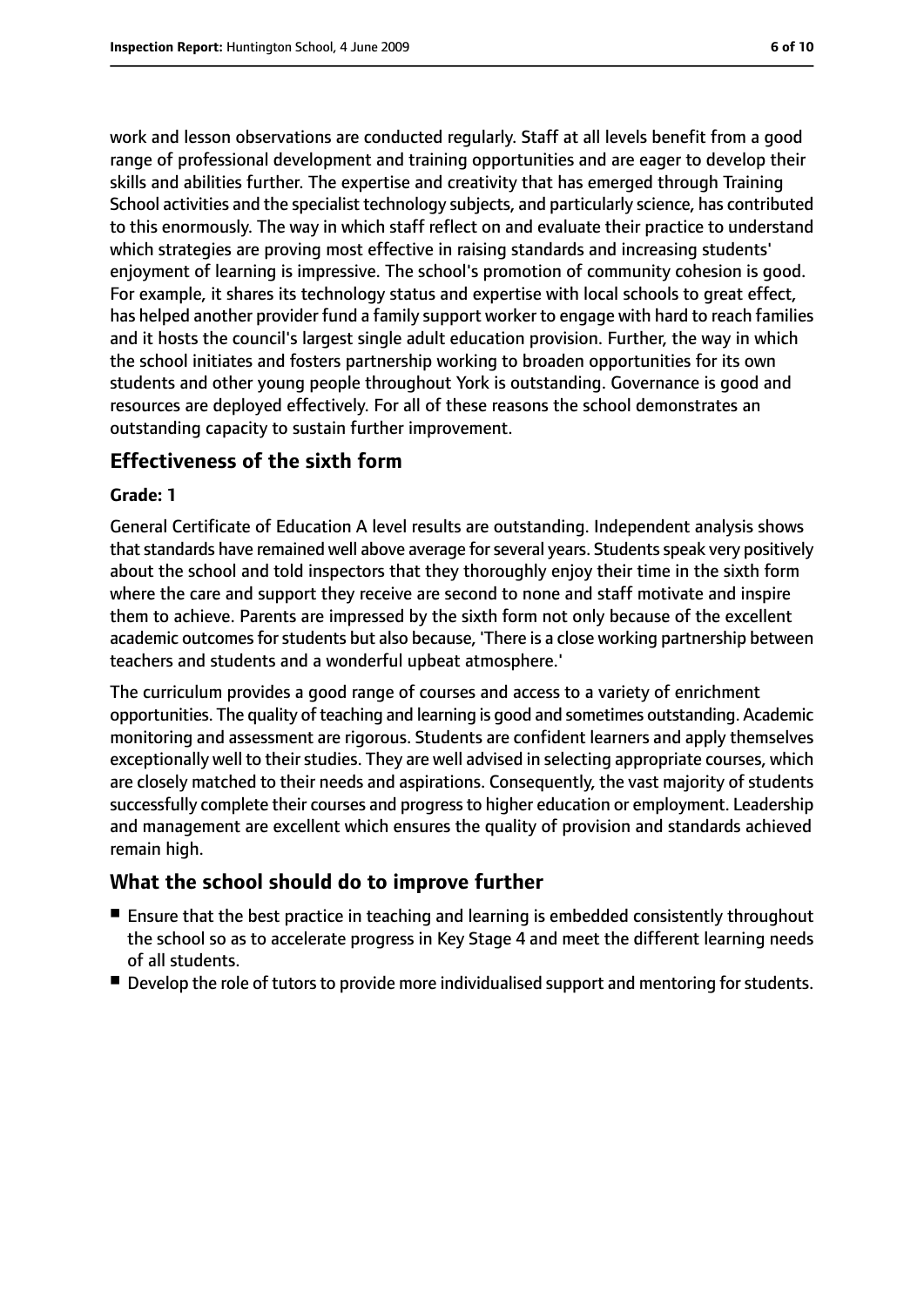work and lesson observations are conducted regularly. Staff at all levels benefit from a good range of professional development and training opportunities and are eager to develop their skills and abilities further. The expertise and creativity that has emerged through Training School activities and the specialist technology subjects, and particularly science, has contributed to this enormously. The way in which staff reflect on and evaluate their practice to understand which strategies are proving most effective in raising standards and increasing students' enjoyment of learning is impressive. The school's promotion of community cohesion is good. For example, it shares its technology status and expertise with local schools to great effect, has helped another provider fund a family support worker to engage with hard to reach families and it hosts the council's largest single adult education provision. Further, the way in which the school initiates and fosters partnership working to broaden opportunities for its own students and other young people throughout York is outstanding. Governance is good and resources are deployed effectively. For all of these reasons the school demonstrates an outstanding capacity to sustain further improvement.

## Effectiveness of the sixth form

**Grade: 1**

General Certificate of Education A level results are outstanding. Independent analysis shows that standards have remained well above average for several years. Students speak very positively about the school and told inspectors that they thoroughly enjoy their time in the sixth form where the care and support they receive are second to none and staff motivate and inspire them to achieve. Parents are impressed by the sixth form not only because of the excellent academic outcomes for students but also because, 'There is a close working partnership between teachers and students and a wonderful upbeat atmosphere.'

The curriculum provides a good range of courses and access to a variety of enrichment opportunities. The quality of teaching and learning is good and sometimes outstanding. Academic monitoring and assessment are rigorous. Students are confident learners and apply themselves exceptionally well to their studies. They are well advised in selecting appropriate courses, which are closely matched to their needs and aspirations. Consequently, the vast majority of students successfully complete their courses and progress to higher education or employment. Leadership and management are excellent which ensures the quality of provision and standards achieved remain high.

## What the school should do to improve further

- Ensure that the best practice in teaching and learning is embedded consistently throughout the school so as to accelerate progress in Key Stage 4 and meet the different learning needs of all students.
- Develop the role of tutors to provide more individualised support and mentoring for students.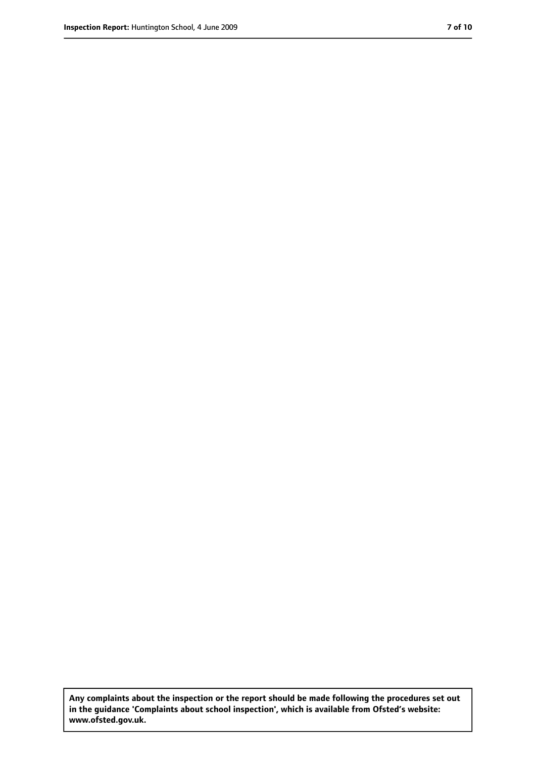**Any complaints about the inspection or the report should be made following the procedures set out in the guidance 'Complaints about school inspection', which is available from Ofsted's website: www.ofsted.gov.uk.**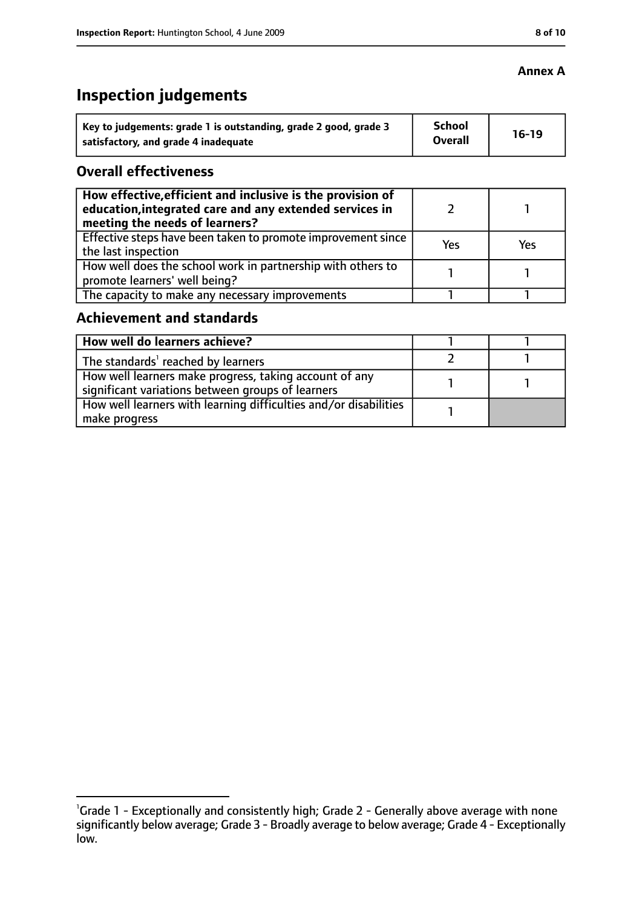**Annex A**

# Inspection judgements

| Key to judgements: grade 1 is outstanding, grade 2 good, grade 3 satisfactory, and grade 4 inadequate | School Overall | 16-19 |
|---|---|---|

## Overall effectiveness

| | | |
|---|---|---|
| How effective, efficient and inclusive is the provision of education, integrated care and any extended services in meeting the needs of learners? | 2 | 1 |
| Effective steps have been taken to promote improvement since the last inspection | Yes | Yes |
| How well does the school work in partnership with others to promote learners' well being? | 1 | 1 |
| The capacity to make any necessary improvements | 1 | 1 |

## Achievement and standards

| | | |
|---|---|---|
| How well do learners achieve? | 1 | 1 |
| The standards[1] reached by learners | 2 | 1 |
| How well learners make progress, taking account of any significant variations between groups of learners | 1 | 1 |
| How well learners with learning difficulties and/or disabilities make progress | 1 | |

[1]Grade 1 - Exceptionally and consistently high; Grade 2 - Generally above average with none significantly below average; Grade 3 - Broadly average to below average; Grade 4 - Exceptionally low.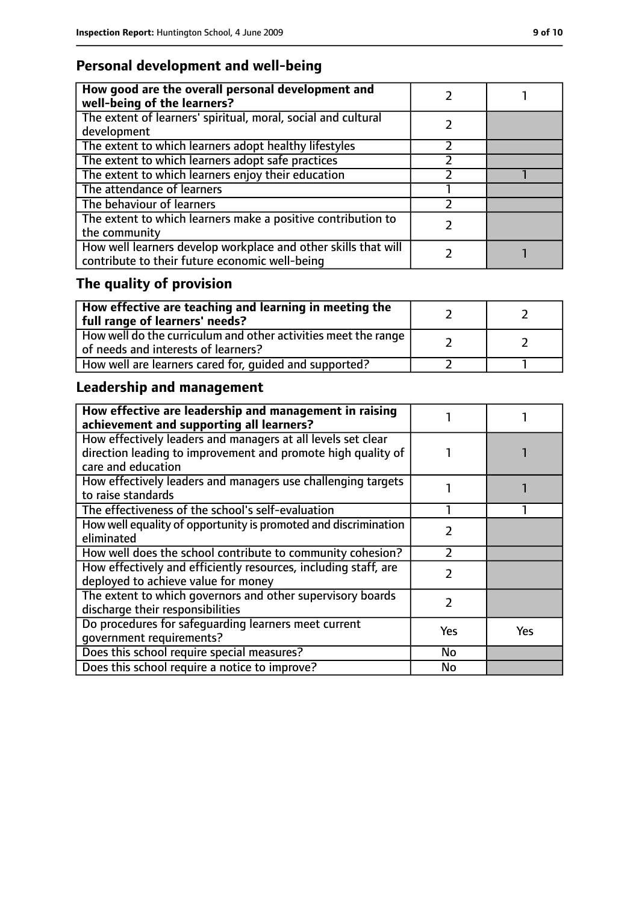## Personal development and well-being

| How good are the overall personal development and well-being of the learners? | 2 | 1 |
|---|---|---|
| The extent of learners' spiritual, moral, social and cultural development | 2 | |
| The extent to which learners adopt healthy lifestyles | 2 | |
| The extent to which learners adopt safe practices | 2 | |
| The extent to which learners enjoy their education | 2 | 1 |
| The attendance of learners | 1 | |
| The behaviour of learners | 2 | |
| The extent to which learners make a positive contribution to the community | 2 | |
| How well learners develop workplace and other skills that will contribute to their future economic well-being | 2 | 1 |

## The quality of provision

| How effective are teaching and learning in meeting the full range of learners' needs? | 2 | 2 |
|---|---|---|
| How well do the curriculum and other activities meet the range of needs and interests of learners? | 2 | 2 |
| How well are learners cared for, guided and supported? | 2 | 1 |

## Leadership and management

| How effective are leadership and management in raising achievement and supporting all learners? | 1 | 1 |
|---|---|---|
| How effectively leaders and managers at all levels set clear direction leading to improvement and promote high quality of care and education | 1 | 1 |
| How effectively leaders and managers use challenging targets to raise standards | 1 | 1 |
| The effectiveness of the school's self-evaluation | 1 | 1 |
| How well equality of opportunity is promoted and discrimination eliminated | 2 | |
| How well does the school contribute to community cohesion? | 2 | |
| How effectively and efficiently resources, including staff, are deployed to achieve value for money | 2 | |
| The extent to which governors and other supervisory boards discharge their responsibilities | 2 | |
| Do procedures for safeguarding learners meet current government requirements? | Yes | Yes |
| Does this school require special measures? | No | |
| Does this school require a notice to improve? | No | |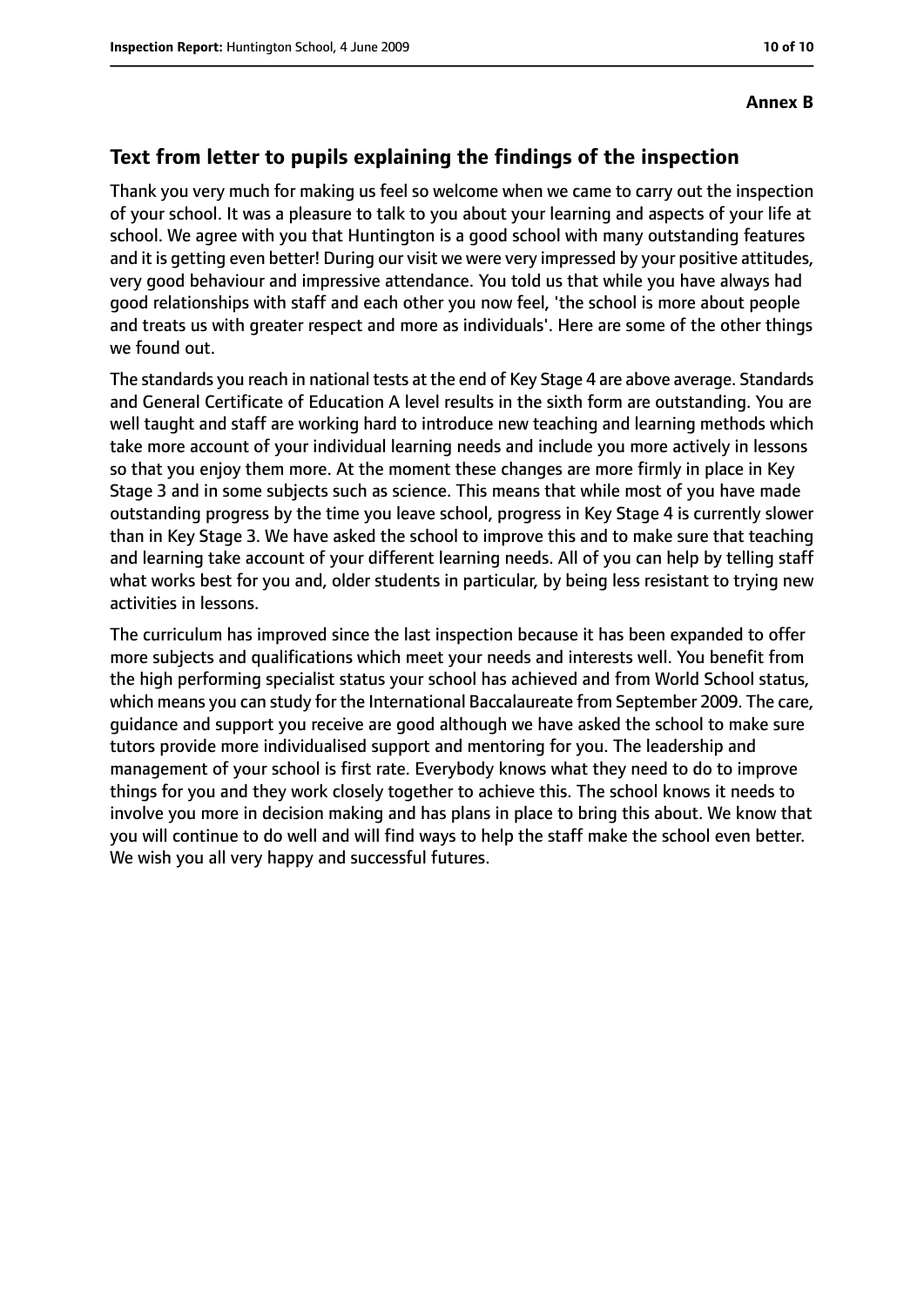**Annex B**

## Text from letter to pupils explaining the findings of the inspection

Thank you very much for making us feel so welcome when we came to carry out the inspection of your school. It was a pleasure to talk to you about your learning and aspects of your life at school. We agree with you that Huntington is a good school with many outstanding features and it is getting even better! During our visit we were very impressed by your positive attitudes, very good behaviour and impressive attendance. You told us that while you have always had good relationships with staff and each other you now feel, 'the school is more about people and treats us with greater respect and more as individuals'. Here are some of the other things we found out.

The standards you reach in national tests at the end of Key Stage 4 are above average. Standards and General Certificate of Education A level results in the sixth form are outstanding. You are well taught and staff are working hard to introduce new teaching and learning methods which take more account of your individual learning needs and include you more actively in lessons so that you enjoy them more. At the moment these changes are more firmly in place in Key Stage 3 and in some subjects such as science. This means that while most of you have made outstanding progress by the time you leave school, progress in Key Stage 4 is currently slower than in Key Stage 3. We have asked the school to improve this and to make sure that teaching and learning take account of your different learning needs. All of you can help by telling staff what works best for you and, older students in particular, by being less resistant to trying new activities in lessons.

The curriculum has improved since the last inspection because it has been expanded to offer more subjects and qualifications which meet your needs and interests well. You benefit from the high performing specialist status your school has achieved and from World School status, which means you can study for the International Baccalaureate from September 2009. The care, guidance and support you receive are good although we have asked the school to make sure tutors provide more individualised support and mentoring for you. The leadership and management of your school is first rate. Everybody knows what they need to do to improve things for you and they work closely together to achieve this. The school knows it needs to involve you more in decision making and has plans in place to bring this about. We know that you will continue to do well and will find ways to help the staff make the school even better. We wish you all very happy and successful futures.